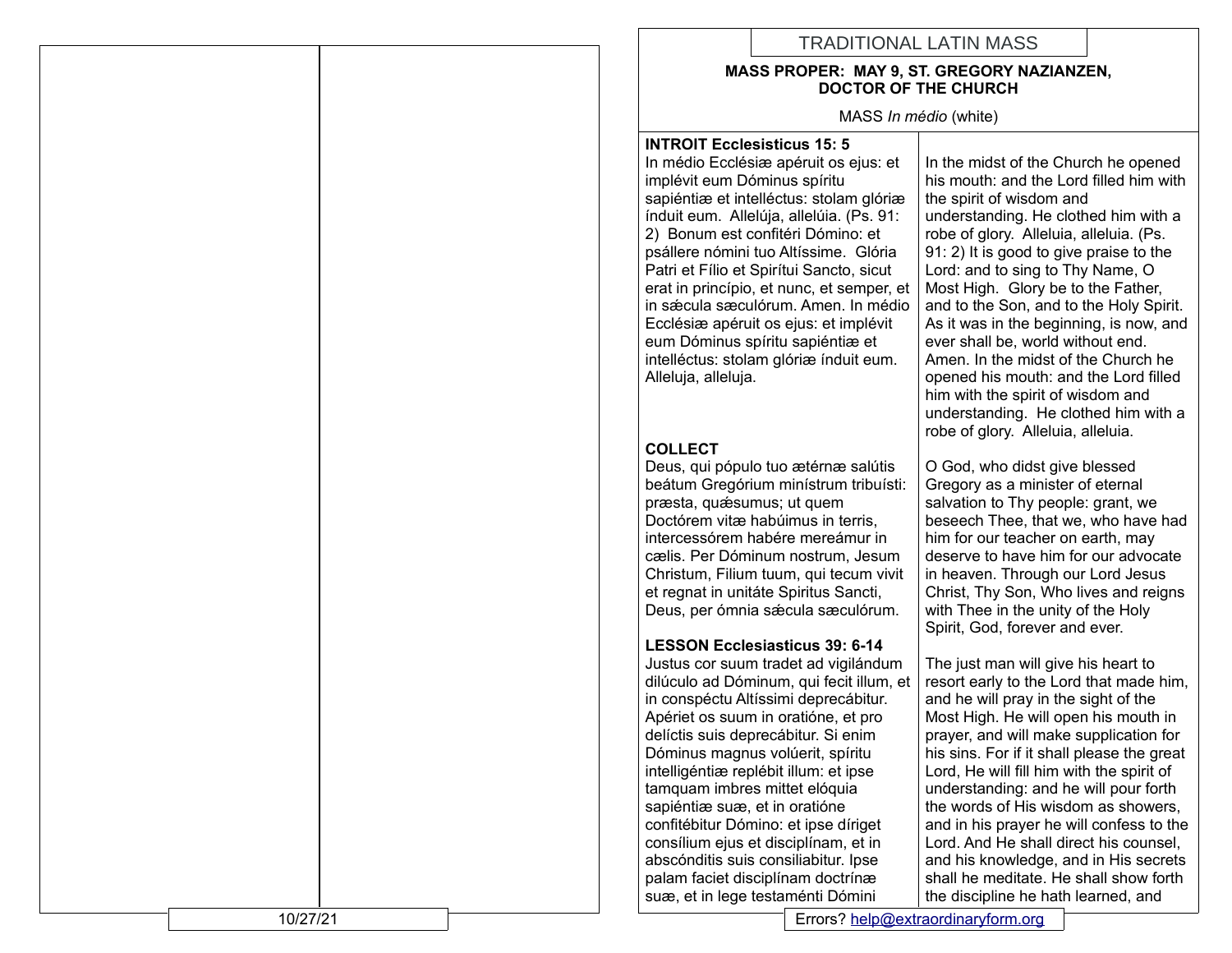# TRADITIONAL LATIN MASS

**MASS PROPER: MAY 9, ST. GREGORY NAZIANZEN, DOCTOR OF THE CHURCH**

MASS *In médio* (white)

| | |
|---|---|
| **INTROIT Ecclesisticus 15: 5**<br>In médio Ecclésiæ apéruit os ejus: et implévit eum Dóminus spíritu sapiéntiæ et intelléctus: stolam glóriæ índuit eum. Allelúja, allelúia. (Ps. 91: 2) Bonum est confitéri Dómino: et psállere nómini tuo Altíssime. Glória Patri et Fílio et Spirítui Sancto, sicut erat in princípio, et nunc, et semper, et in sǽcula sæculórum. Amen. In médio Ecclésiæ apéruit os ejus: et implévit eum Dóminus spíritu sapiéntiæ et intelléctus: stolam glóriæ índuit eum. Alleluja, alleluja. | In the midst of the Church he opened his mouth: and the Lord filled him with the spirit of wisdom and understanding. He clothed him with a robe of glory. Alleluia, alleluia. (Ps. 91: 2) It is good to give praise to the Lord: and to sing to Thy Name, O Most High. Glory be to the Father, and to the Son, and to the Holy Spirit. As it was in the beginning, is now, and ever shall be, world without end. Amen. In the midst of the Church he opened his mouth: and the Lord filled him with the spirit of wisdom and understanding. He clothed him with a robe of glory. Alleluia, alleluia. |
| **COLLECT**<br>Deus, qui pópulo tuo ætérnæ salútis beátum Gregórium minístrum tribuísti: præsta, quǽsumus; ut quem Doctórem vitæ habúimus in terris, intercessórem habére mereámur in cælis. Per Dóminum nostrum, Jesum Christum, Filium tuum, qui tecum vivit et regnat in unitáte Spiritus Sancti, Deus, per ómnia sǽcula sæculórum. | O God, who didst give blessed Gregory as a minister of eternal salvation to Thy people: grant, we beseech Thee, that we, who have had him for our teacher on earth, may deserve to have him for our advocate in heaven. Through our Lord Jesus Christ, Thy Son, Who lives and reigns with Thee in the unity of the Holy Spirit, God, forever and ever. |
| **LESSON Ecclesiasticus 39: 6-14**<br>Justus cor suum tradet ad vigilándum dilúculo ad Dóminum, qui fecit illum, et in conspéctu Altíssimi deprecábitur. Apériet os suum in oratióne, et pro delíctis suis deprecábitur. Si enim Dóminus magnus volúerit, spíritu intelligéntiæ replébit illum: et ipse tamquam imbres mittet elóquia sapiéntiæ suæ, et in oratióne confitébitur Dómino: et ipse díriget consílium ejus et disciplínam, et in abscónditis suis consiliabitur. Ipse palam faciet disciplínam doctrínæ suæ, et in lege testaménti Dómini | The just man will give his heart to resort early to the Lord that made him, and he will pray in the sight of the Most High. He will open his mouth in prayer, and will make supplication for his sins. For if it shall please the great Lord, He will fill him with the spirit of understanding: and he will pour forth the words of His wisdom as showers, and in his prayer he will confess to the Lord. And He shall direct his counsel, and his knowledge, and in His secrets shall he meditate. He shall show forth the discipline he hath learned, and |

Errors? help@extraordinaryform.org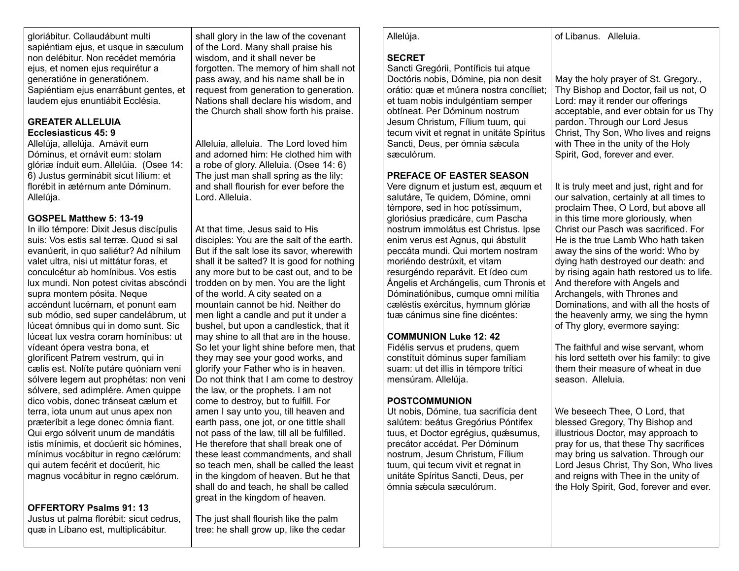gloriábitur. Collaudábunt multi sapiéntiam ejus, et usque in sæculum non delébitur. Non recédet memória ejus, et nomen ejus requirétur a generatióne in generatiónem. Sapiéntiam ejus enarrábunt gentes, et laudem ejus enuntiábit Ecclésia.

shall glory in the law of the covenant of the Lord. Many shall praise his wisdom, and it shall never be forgotten. The memory of him shall not pass away, and his name shall be in request from generation to generation. Nations shall declare his wisdom, and the Church shall show forth his praise.

**GREATER ALLELUIA**
**Ecclesiasticus 45: 9**

Allelúja, allelúja. Amávit eum Dóminus, et ornávit eum: stolam glóriæ índuit eum. Allelúia. (Osee 14: 6) Justus germinábit sicut lílium: et florébit in ætérnum ante Dóminum. Allelúja.

Alleluia, alleluia. The Lord loved him and adorned him: He clothed him with a robe of glory. Alleluia. (Osee 14: 6) The just man shall spring as the lily: and shall flourish for ever before the Lord. Alleluia.

**GOSPEL Matthew 5: 13-19**

In illo témpore: Dixit Jesus discípulis suis: Vos estis sal terræ. Quod si sal evanúerit, in quo saliétur? Ad níhilum valet ultra, nisi ut mittátur foras, et conculcétur ab homínibus. Vos estis lux mundi. Non potest civitas abscóndi supra montem pósita. Neque accéndunt lucérnam, et ponunt eam sub módio, sed super candelábrum, ut lúceat ómnibus qui in domo sunt. Sic lúceat lux vestra coram homínibus: ut vídeant ópera vestra bona, et glorífi cent Patrem vestrum, qui in cælis est. Nolíte putáre quóniam veni sólvere legem aut prophétas: non veni sólvere, sed adimplére. Amen quippe dico vobis, donec tránseat cælum et terra, iota unum aut unus apex non præteríbit a lege donec ómnia fiant. Qui ergo sólverit unum de mandátis istis mínimis, et docúerit sic hómines, mínimus vocábitur in regno cælórum: qui autem fecérit et docúerit, hic magnus vocábitur in regno cælórum.

At that time, Jesus said to His disciples: You are the salt of the earth. But if the salt lose its savor, wherewith shall it be salted? It is good for nothing any more but to be cast out, and to be trodden on by men. You are the light of the world. A city seated on a mountain cannot be hid. Neither do men light a candle and put it under a bushel, but upon a candlestick, that it may shine to all that are in the house. So let your light shine before men, that they may see your good works, and glorify your Father who is in heaven. Do not think that I am come to destroy the law, or the prophets. I am not come to destroy, but to fulfill. For amen I say unto you, till heaven and earth pass, one jot, or one tittle shall not pass of the law, till all be fulfilled. He therefore that shall break one of these least commandments, and shall so teach men, shall be called the least in the kingdom of heaven. But he that shall do and teach, he shall be called great in the kingdom of heaven.

**OFFERTORY Psalms 91: 13**

Justus ut palma florébit: sicut cedrus, quæ in Líbano est, multiplicábitur. Allelúja.

The just shall flourish like the palm tree: he shall grow up, like the cedar of Libanus. Alleluia.

**SECRET**

Sancti Gregórii, Pontíficis tui atque Doctóris nobis, Dómine, pia non desit orátio: quæ et múnera nostra concíliet; et tuam nobis indulgéntiam semper obtíneat. Per Dóminum nostrum Jesum Christum, Fílium tuum, qui tecum vivit et regnat in unitáte Spíritus Sancti, Deus, per ómnia sǽcula sæculórum.

May the holy prayer of St. Gregory., Thy Bishop and Doctor, fail us not, O Lord: may it render our offerings acceptable, and ever obtain for us Thy pardon. Through our Lord Jesus Christ, Thy Son, Who lives and reigns with Thee in the unity of the Holy Spirit, God, forever and ever.

**PREFACE OF EASTER SEASON**

Vere dignum et justum est, æquum et salutáre, Te quidem, Dómine, omni témpore, sed in hoc potíssimum, gloriósius prædicáre, cum Pascha nostrum immolátus est Christus. Ipse enim verus est Agnus, qui ábstulit peccáta mundi. Qui mortem nostram moriéndo destrúxit, et vitam resurgéndo reparávit. Et ídeo cum Ángelis et Archángelis, cum Thronis et Dóminatiónibus, cumque omni milítia cæléstis exércitus, hymnum glóriæ tuæ cánimus sine fine dicéntes:

It is truly meet and just, right and for our salvation, certainly at all times to proclaim Thee, O Lord, but above all in this time more gloriously, when Christ our Pasch was sacrificed. For He is the true Lamb Who hath taken away the sins of the world: Who by dying hath destroyed our death: and by rising again hath restored us to life. And therefore with Angels and Archangels, with Thrones and Dominations, and with all the hosts of the heavenly army, we sing the hymn of Thy glory, evermore saying:

**COMMUNION Luke 12: 42**

Fidélis servus et prudens, quem constítuit dóminus super famíliam suam: ut det illis in témpore trítici mensúram. Allelúja.

The faithful and wise servant, whom his lord setteth over his family: to give them their measure of wheat in due season. Alleluia.

**POSTCOMMUNION**

Ut nobis, Dómine, tua sacrifícia dent salútem: beátus Gregórius Póntifex tuus, et Doctor egrégius, quǽsumus, precátor accédat. Per Dóminum nostrum, Jesum Christum, Fílium tuum, qui tecum vivit et regnat in unitáte Spíritus Sancti, Deus, per ómnia sǽcula sæculórum.

We beseech Thee, O Lord, that blessed Gregory, Thy Bishop and illustrious Doctor, may approach to pray for us, that these Thy sacrifices may bring us salvation. Through our Lord Jesus Christ, Thy Son, Who lives and reigns with Thee in the unity of the Holy Spirit, God, forever and ever.